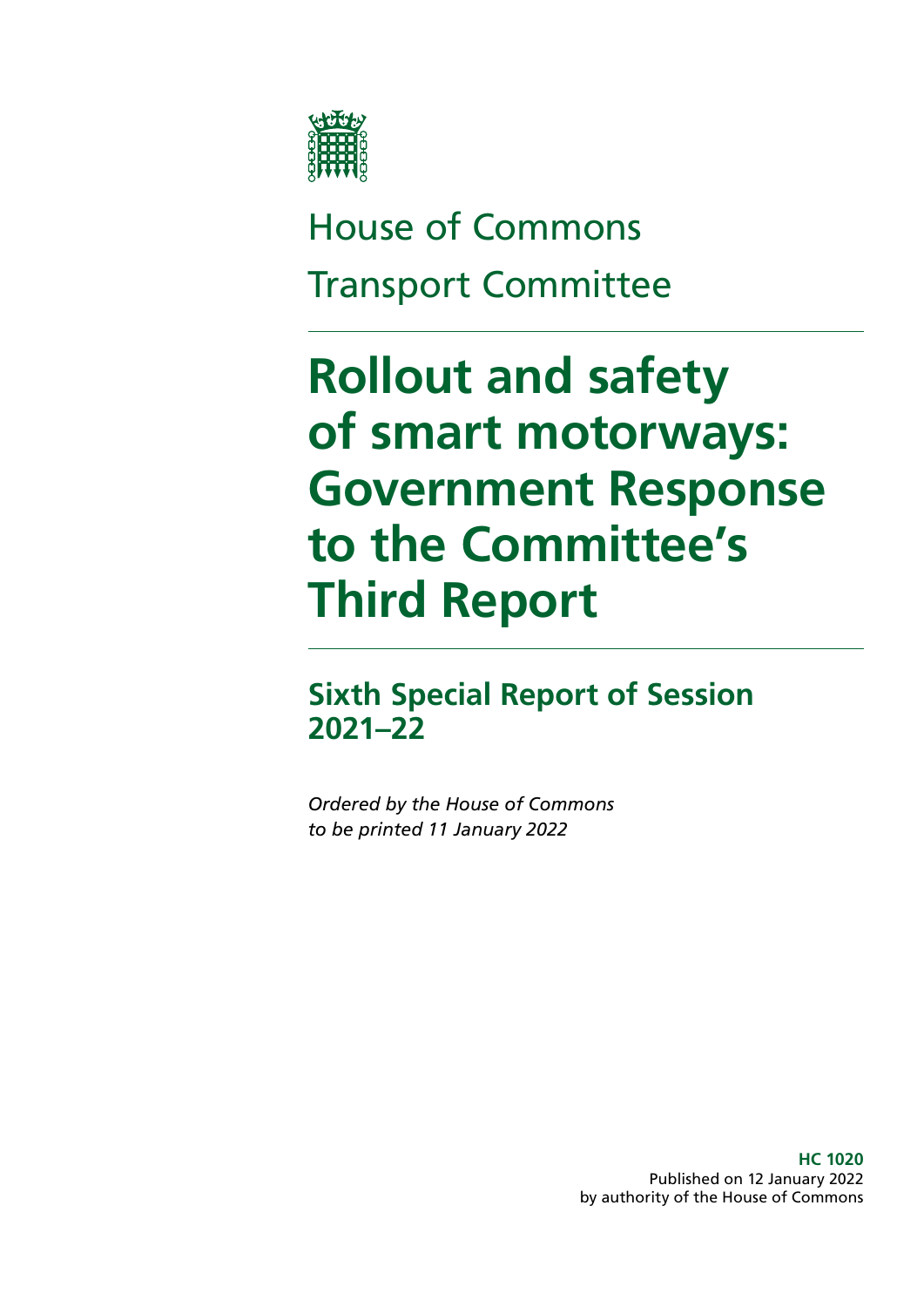House of Commons

Transport Committee

# Rollout and safety of smart motorways: Government Response to the Committee's Third Report

## Sixth Special Report of Session 2021–22

*Ordered by the House of Commons to be printed 11 January 2022*

**HC 1020**

Published on 12 January 2022

by authority of the House of Commons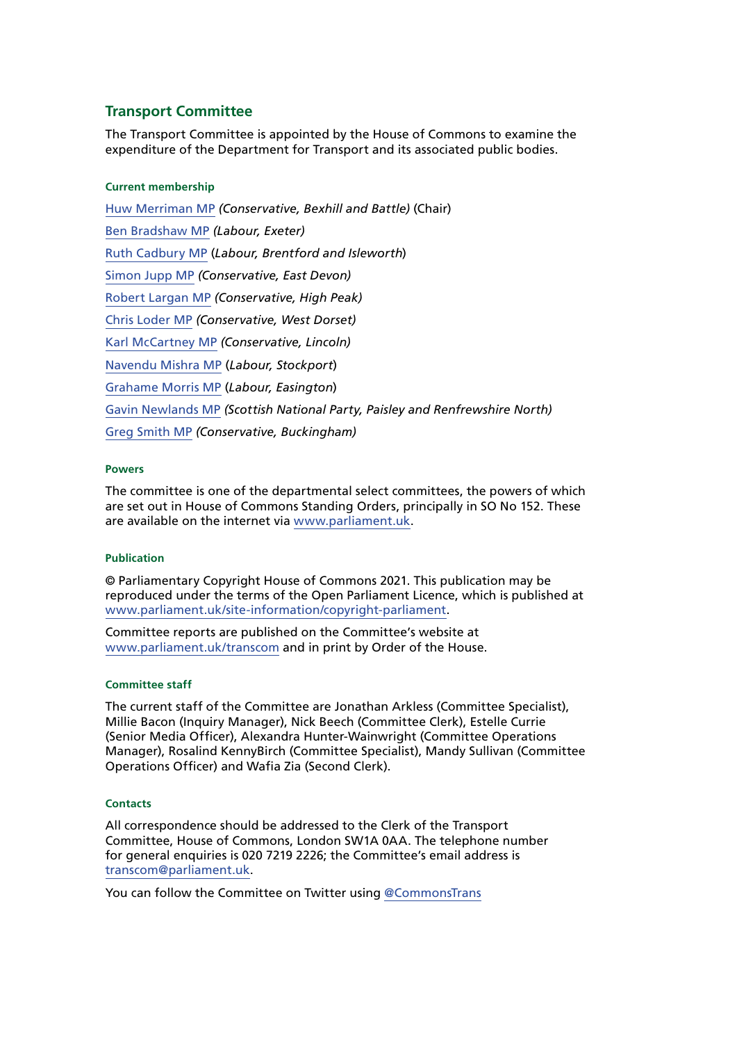## Transport Committee

The Transport Committee is appointed by the House of Commons to examine the expenditure of the Department for Transport and its associated public bodies.

### Current membership

Huw Merriman MP *(Conservative, Bexhill and Battle)* (Chair)

Ben Bradshaw MP *(Labour, Exeter)*

Ruth Cadbury MP (*Labour, Brentford and Isleworth*)

Simon Jupp MP *(Conservative, East Devon)*

Robert Largan MP *(Conservative, High Peak)*

Chris Loder MP *(Conservative, West Dorset)*

Karl McCartney MP *(Conservative, Lincoln)*

Navendu Mishra MP (*Labour, Stockport*)

Grahame Morris MP (*Labour, Easington*)

Gavin Newlands MP *(Scottish National Party, Paisley and Renfrewshire North)*

Greg Smith MP *(Conservative, Buckingham)*

### Powers

The committee is one of the departmental select committees, the powers of which are set out in House of Commons Standing Orders, principally in SO No 152. These are available on the internet via www.parliament.uk.

### Publication

© Parliamentary Copyright House of Commons 2021. This publication may be reproduced under the terms of the Open Parliament Licence, which is published at www.parliament.uk/site-information/copyright-parliament.

Committee reports are published on the Committee's website at www.parliament.uk/transcom and in print by Order of the House.

### Committee staff

The current staff of the Committee are Jonathan Arkless (Committee Specialist), Millie Bacon (Inquiry Manager), Nick Beech (Committee Clerk), Estelle Currie (Senior Media Officer), Alexandra Hunter-Wainwright (Committee Operations Manager), Rosalind KennyBirch (Committee Specialist), Mandy Sullivan (Committee Operations Officer) and Wafia Zia (Second Clerk).

### Contacts

All correspondence should be addressed to the Clerk of the Transport Committee, House of Commons, London SW1A 0AA. The telephone number for general enquiries is 020 7219 2226; the Committee's email address is transcom@parliament.uk.

You can follow the Committee on Twitter using @CommonsTrans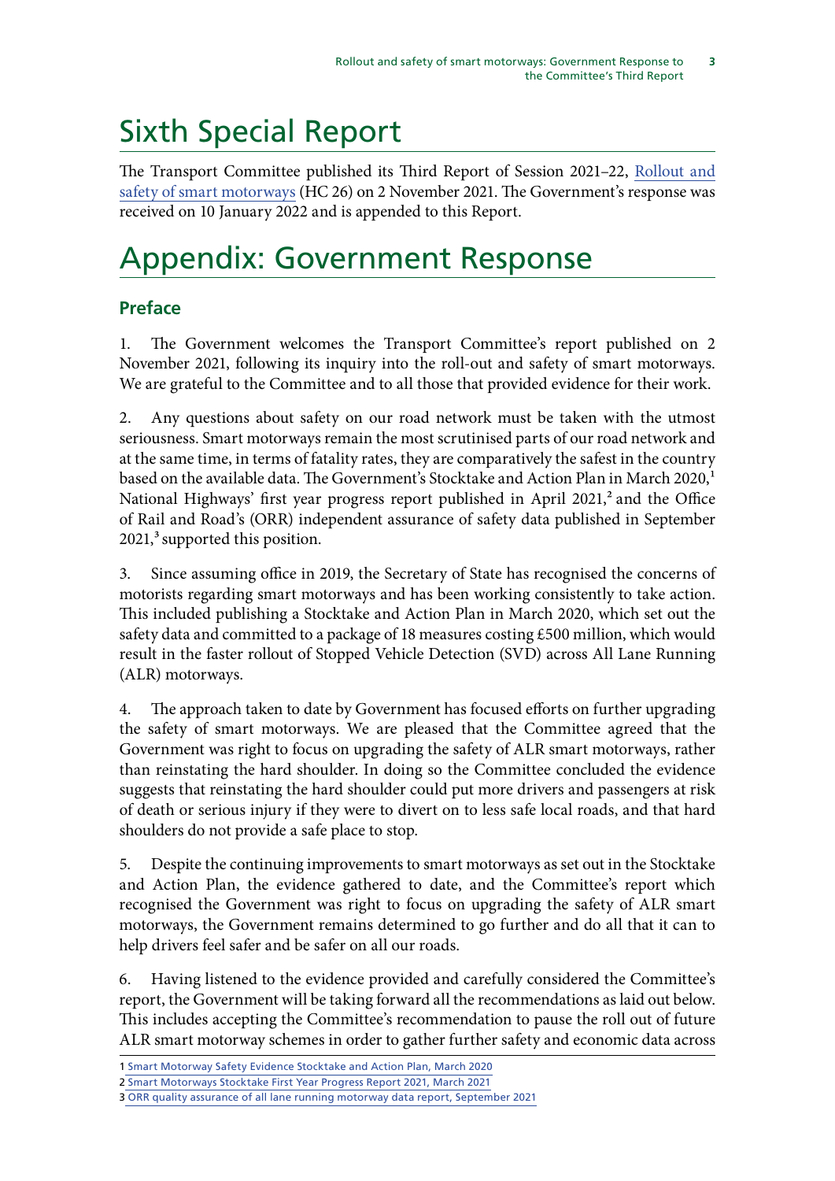# Sixth Special Report

The Transport Committee published its Third Report of Session 2021–22, Rollout and safety of smart motorways (HC 26) on 2 November 2021. The Government's response was received on 10 January 2022 and is appended to this Report.

# Appendix: Government Response

## Preface

1. The Government welcomes the Transport Committee's report published on 2 November 2021, following its inquiry into the roll-out and safety of smart motorways. We are grateful to the Committee and to all those that provided evidence for their work.

2. Any questions about safety on our road network must be taken with the utmost seriousness. Smart motorways remain the most scrutinised parts of our road network and at the same time, in terms of fatality rates, they are comparatively the safest in the country based on the available data. The Government's Stocktake and Action Plan in March 2020,[1] National Highways' first year progress report published in April 2021,[2] and the Office of Rail and Road's (ORR) independent assurance of safety data published in September 2021,[3] supported this position.

3. Since assuming office in 2019, the Secretary of State has recognised the concerns of motorists regarding smart motorways and has been working consistently to take action. This included publishing a Stocktake and Action Plan in March 2020, which set out the safety data and committed to a package of 18 measures costing £500 million, which would result in the faster rollout of Stopped Vehicle Detection (SVD) across All Lane Running (ALR) motorways.

4. The approach taken to date by Government has focused efforts on further upgrading the safety of smart motorways. We are pleased that the Committee agreed that the Government was right to focus on upgrading the safety of ALR smart motorways, rather than reinstating the hard shoulder. In doing so the Committee concluded the evidence suggests that reinstating the hard shoulder could put more drivers and passengers at risk of death or serious injury if they were to divert on to less safe local roads, and that hard shoulders do not provide a safe place to stop.

5. Despite the continuing improvements to smart motorways as set out in the Stocktake and Action Plan, the evidence gathered to date, and the Committee's report which recognised the Government was right to focus on upgrading the safety of ALR smart motorways, the Government remains determined to go further and do all that it can to help drivers feel safer and be safer on all our roads.

6. Having listened to the evidence provided and carefully considered the Committee's report, the Government will be taking forward all the recommendations as laid out below. This includes accepting the Committee's recommendation to pause the roll out of future ALR smart motorway schemes in order to gather further safety and economic data across

1 Smart Motorway Safety Evidence Stocktake and Action Plan, March 2020

2 Smart Motorways Stocktake First Year Progress Report 2021, March 2021

3 ORR quality assurance of all lane running motorway data report, September 2021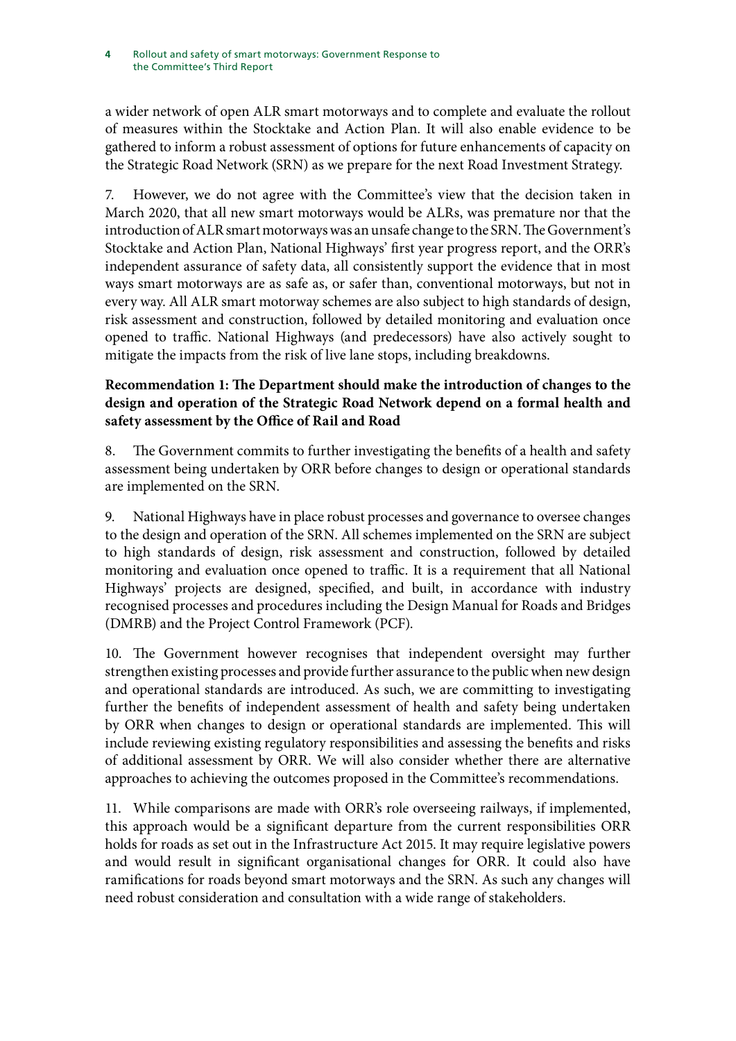a wider network of open ALR smart motorways and to complete and evaluate the rollout of measures within the Stocktake and Action Plan. It will also enable evidence to be gathered to inform a robust assessment of options for future enhancements of capacity on the Strategic Road Network (SRN) as we prepare for the next Road Investment Strategy.

7. However, we do not agree with the Committee's view that the decision taken in March 2020, that all new smart motorways would be ALRs, was premature nor that the introduction of ALR smart motorways was an unsafe change to the SRN. The Government's Stocktake and Action Plan, National Highways' first year progress report, and the ORR's independent assurance of safety data, all consistently support the evidence that in most ways smart motorways are as safe as, or safer than, conventional motorways, but not in every way. All ALR smart motorway schemes are also subject to high standards of design, risk assessment and construction, followed by detailed monitoring and evaluation once opened to traffic. National Highways (and predecessors) have also actively sought to mitigate the impacts from the risk of live lane stops, including breakdowns.

**Recommendation 1: The Department should make the introduction of changes to the design and operation of the Strategic Road Network depend on a formal health and safety assessment by the Office of Rail and Road**

8. The Government commits to further investigating the benefits of a health and safety assessment being undertaken by ORR before changes to design or operational standards are implemented on the SRN.

9. National Highways have in place robust processes and governance to oversee changes to the design and operation of the SRN. All schemes implemented on the SRN are subject to high standards of design, risk assessment and construction, followed by detailed monitoring and evaluation once opened to traffic. It is a requirement that all National Highways' projects are designed, specified, and built, in accordance with industry recognised processes and procedures including the Design Manual for Roads and Bridges (DMRB) and the Project Control Framework (PCF).

10. The Government however recognises that independent oversight may further strengthen existing processes and provide further assurance to the public when new design and operational standards are introduced. As such, we are committing to investigating further the benefits of independent assessment of health and safety being undertaken by ORR when changes to design or operational standards are implemented. This will include reviewing existing regulatory responsibilities and assessing the benefits and risks of additional assessment by ORR. We will also consider whether there are alternative approaches to achieving the outcomes proposed in the Committee's recommendations.

11. While comparisons are made with ORR's role overseeing railways, if implemented, this approach would be a significant departure from the current responsibilities ORR holds for roads as set out in the Infrastructure Act 2015. It may require legislative powers and would result in significant organisational changes for ORR. It could also have ramifications for roads beyond smart motorways and the SRN. As such any changes will need robust consideration and consultation with a wide range of stakeholders.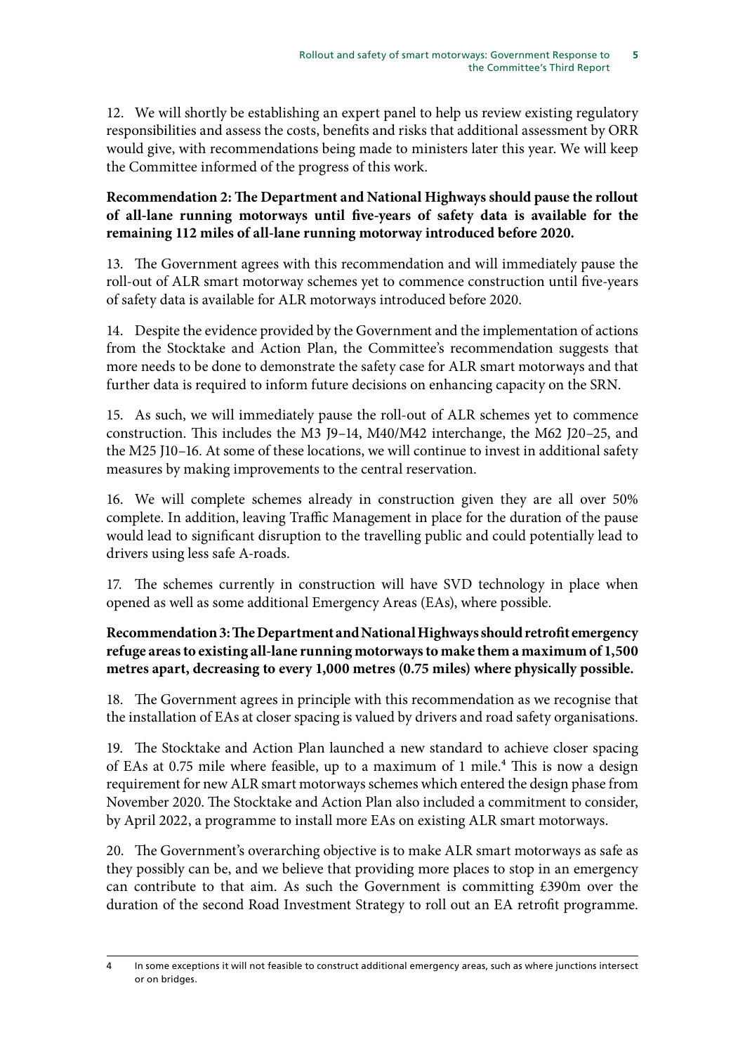12. We will shortly be establishing an expert panel to help us review existing regulatory responsibilities and assess the costs, benefits and risks that additional assessment by ORR would give, with recommendations being made to ministers later this year. We will keep the Committee informed of the progress of this work.

**Recommendation 2: The Department and National Highways should pause the rollout of all-lane running motorways until five-years of safety data is available for the remaining 112 miles of all-lane running motorway introduced before 2020.**

13. The Government agrees with this recommendation and will immediately pause the roll-out of ALR smart motorway schemes yet to commence construction until five-years of safety data is available for ALR motorways introduced before 2020.

14. Despite the evidence provided by the Government and the implementation of actions from the Stocktake and Action Plan, the Committee's recommendation suggests that more needs to be done to demonstrate the safety case for ALR smart motorways and that further data is required to inform future decisions on enhancing capacity on the SRN.

15. As such, we will immediately pause the roll-out of ALR schemes yet to commence construction. This includes the M3 J9–14, M40/M42 interchange, the M62 J20–25, and the M25 J10–16. At some of these locations, we will continue to invest in additional safety measures by making improvements to the central reservation.

16. We will complete schemes already in construction given they are all over 50% complete. In addition, leaving Traffic Management in place for the duration of the pause would lead to significant disruption to the travelling public and could potentially lead to drivers using less safe A-roads.

17. The schemes currently in construction will have SVD technology in place when opened as well as some additional Emergency Areas (EAs), where possible.

**Recommendation 3: The Department and National Highways should retrofit emergency refuge areas to existing all-lane running motorways to make them a maximum of 1,500 metres apart, decreasing to every 1,000 metres (0.75 miles) where physically possible.**

18. The Government agrees in principle with this recommendation as we recognise that the installation of EAs at closer spacing is valued by drivers and road safety organisations.

19. The Stocktake and Action Plan launched a new standard to achieve closer spacing of EAs at 0.75 mile where feasible, up to a maximum of 1 mile.[4] This is now a design requirement for new ALR smart motorways schemes which entered the design phase from November 2020. The Stocktake and Action Plan also included a commitment to consider, by April 2022, a programme to install more EAs on existing ALR smart motorways.

20. The Government's overarching objective is to make ALR smart motorways as safe as they possibly can be, and we believe that providing more places to stop in an emergency can contribute to that aim. As such the Government is committing £390m over the duration of the second Road Investment Strategy to roll out an EA retrofit programme.

---

4 In some exceptions it will not feasible to construct additional emergency areas, such as where junctions intersect or on bridges.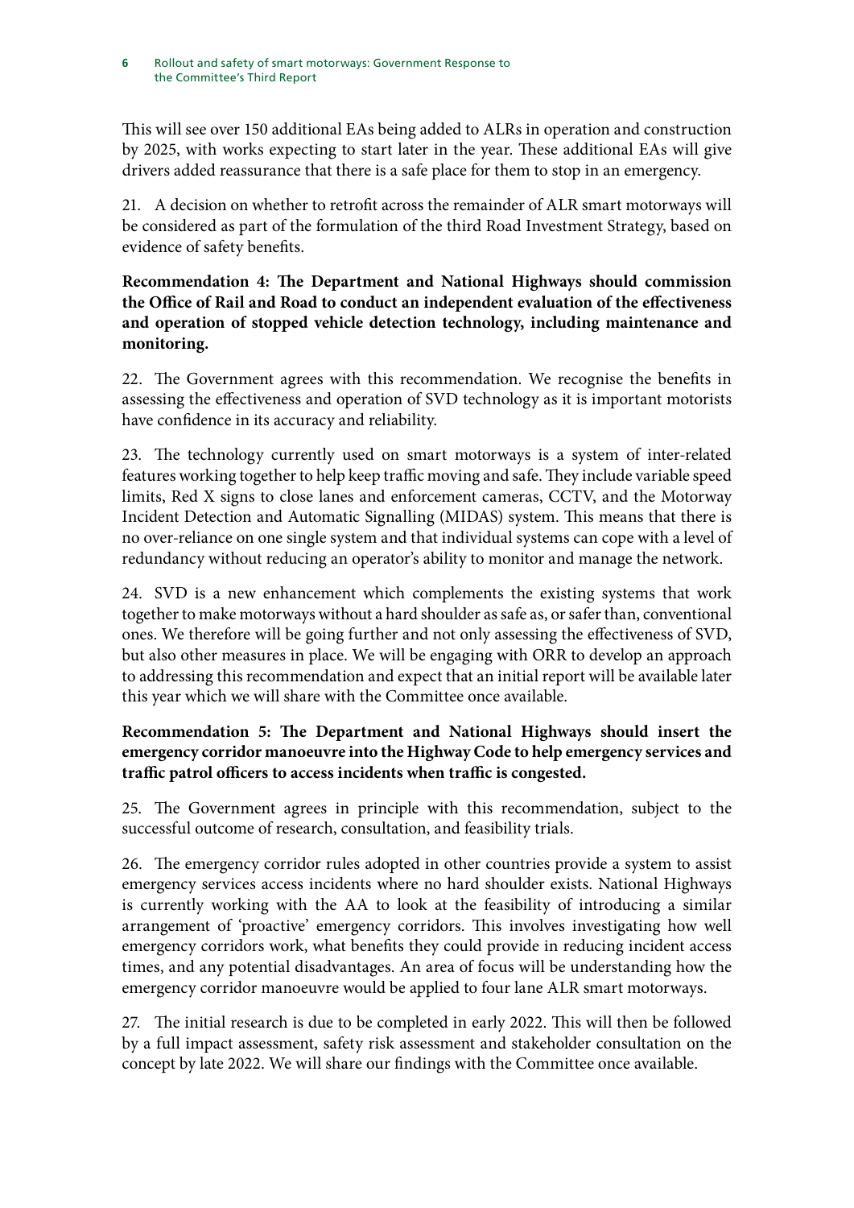This will see over 150 additional EAs being added to ALRs in operation and construction by 2025, with works expecting to start later in the year. These additional EAs will give drivers added reassurance that there is a safe place for them to stop in an emergency.

21. A decision on whether to retrofit across the remainder of ALR smart motorways will be considered as part of the formulation of the third Road Investment Strategy, based on evidence of safety benefits.

**Recommendation 4: The Department and National Highways should commission the Office of Rail and Road to conduct an independent evaluation of the effectiveness and operation of stopped vehicle detection technology, including maintenance and monitoring.**

22. The Government agrees with this recommendation. We recognise the benefits in assessing the effectiveness and operation of SVD technology as it is important motorists have confidence in its accuracy and reliability.

23. The technology currently used on smart motorways is a system of inter-related features working together to help keep traffic moving and safe. They include variable speed limits, Red X signs to close lanes and enforcement cameras, CCTV, and the Motorway Incident Detection and Automatic Signalling (MIDAS) system. This means that there is no over-reliance on one single system and that individual systems can cope with a level of redundancy without reducing an operator's ability to monitor and manage the network.

24. SVD is a new enhancement which complements the existing systems that work together to make motorways without a hard shoulder as safe as, or safer than, conventional ones. We therefore will be going further and not only assessing the effectiveness of SVD, but also other measures in place. We will be engaging with ORR to develop an approach to addressing this recommendation and expect that an initial report will be available later this year which we will share with the Committee once available.

**Recommendation 5: The Department and National Highways should insert the emergency corridor manoeuvre into the Highway Code to help emergency services and traffic patrol officers to access incidents when traffic is congested.**

25. The Government agrees in principle with this recommendation, subject to the successful outcome of research, consultation, and feasibility trials.

26. The emergency corridor rules adopted in other countries provide a system to assist emergency services access incidents where no hard shoulder exists. National Highways is currently working with the AA to look at the feasibility of introducing a similar arrangement of 'proactive' emergency corridors. This involves investigating how well emergency corridors work, what benefits they could provide in reducing incident access times, and any potential disadvantages. An area of focus will be understanding how the emergency corridor manoeuvre would be applied to four lane ALR smart motorways.

27. The initial research is due to be completed in early 2022. This will then be followed by a full impact assessment, safety risk assessment and stakeholder consultation on the concept by late 2022. We will share our findings with the Committee once available.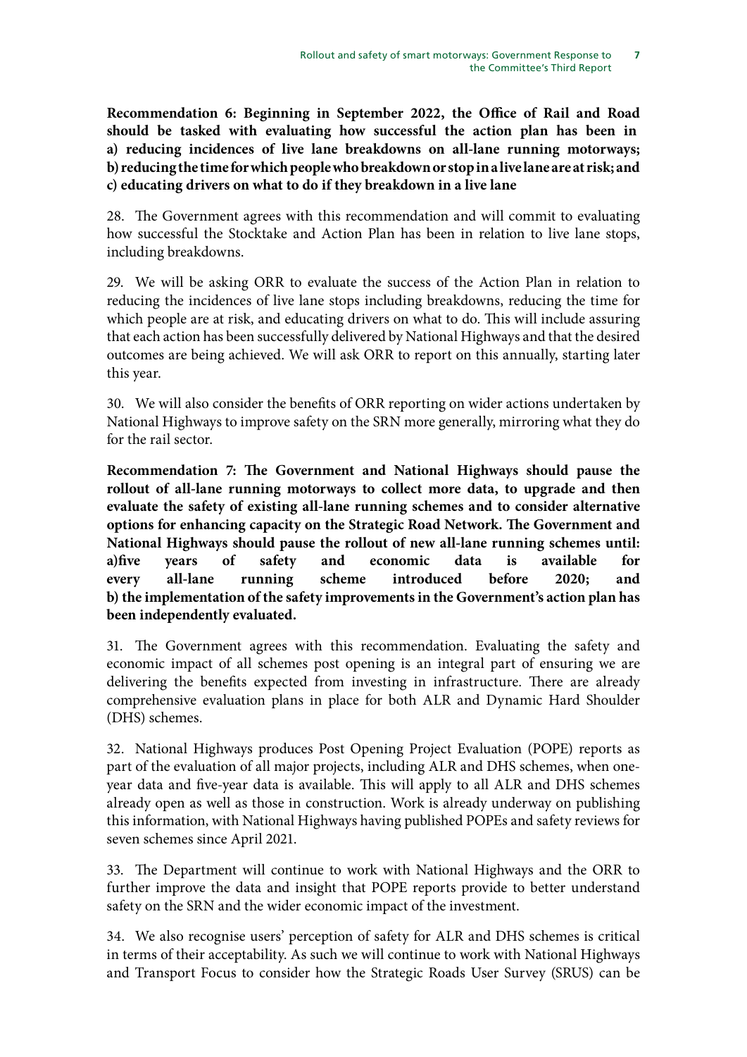**Recommendation 6: Beginning in September 2022, the Office of Rail and Road should be tasked with evaluating how successful the action plan has been in a) reducing incidences of live lane breakdowns on all-lane running motorways; b) reducing the time for which people who breakdown or stop in a live lane are at risk; and c) educating drivers on what to do if they breakdown in a live lane**

28. The Government agrees with this recommendation and will commit to evaluating how successful the Stocktake and Action Plan has been in relation to live lane stops, including breakdowns.

29. We will be asking ORR to evaluate the success of the Action Plan in relation to reducing the incidences of live lane stops including breakdowns, reducing the time for which people are at risk, and educating drivers on what to do. This will include assuring that each action has been successfully delivered by National Highways and that the desired outcomes are being achieved. We will ask ORR to report on this annually, starting later this year.

30. We will also consider the benefits of ORR reporting on wider actions undertaken by National Highways to improve safety on the SRN more generally, mirroring what they do for the rail sector.

**Recommendation 7: The Government and National Highways should pause the rollout of all-lane running motorways to collect more data, to upgrade and then evaluate the safety of existing all-lane running schemes and to consider alternative options for enhancing capacity on the Strategic Road Network. The Government and National Highways should pause the rollout of new all-lane running schemes until: a) five years of safety and economic data is available for every all-lane running scheme introduced before 2020; and b) the implementation of the safety improvements in the Government's action plan has been independently evaluated.**

31. The Government agrees with this recommendation. Evaluating the safety and economic impact of all schemes post opening is an integral part of ensuring we are delivering the benefits expected from investing in infrastructure. There are already comprehensive evaluation plans in place for both ALR and Dynamic Hard Shoulder (DHS) schemes.

32. National Highways produces Post Opening Project Evaluation (POPE) reports as part of the evaluation of all major projects, including ALR and DHS schemes, when one-year data and five-year data is available. This will apply to all ALR and DHS schemes already open as well as those in construction. Work is already underway on publishing this information, with National Highways having published POPEs and safety reviews for seven schemes since April 2021.

33. The Department will continue to work with National Highways and the ORR to further improve the data and insight that POPE reports provide to better understand safety on the SRN and the wider economic impact of the investment.

34. We also recognise users' perception of safety for ALR and DHS schemes is critical in terms of their acceptability. As such we will continue to work with National Highways and Transport Focus to consider how the Strategic Roads User Survey (SRUS) can be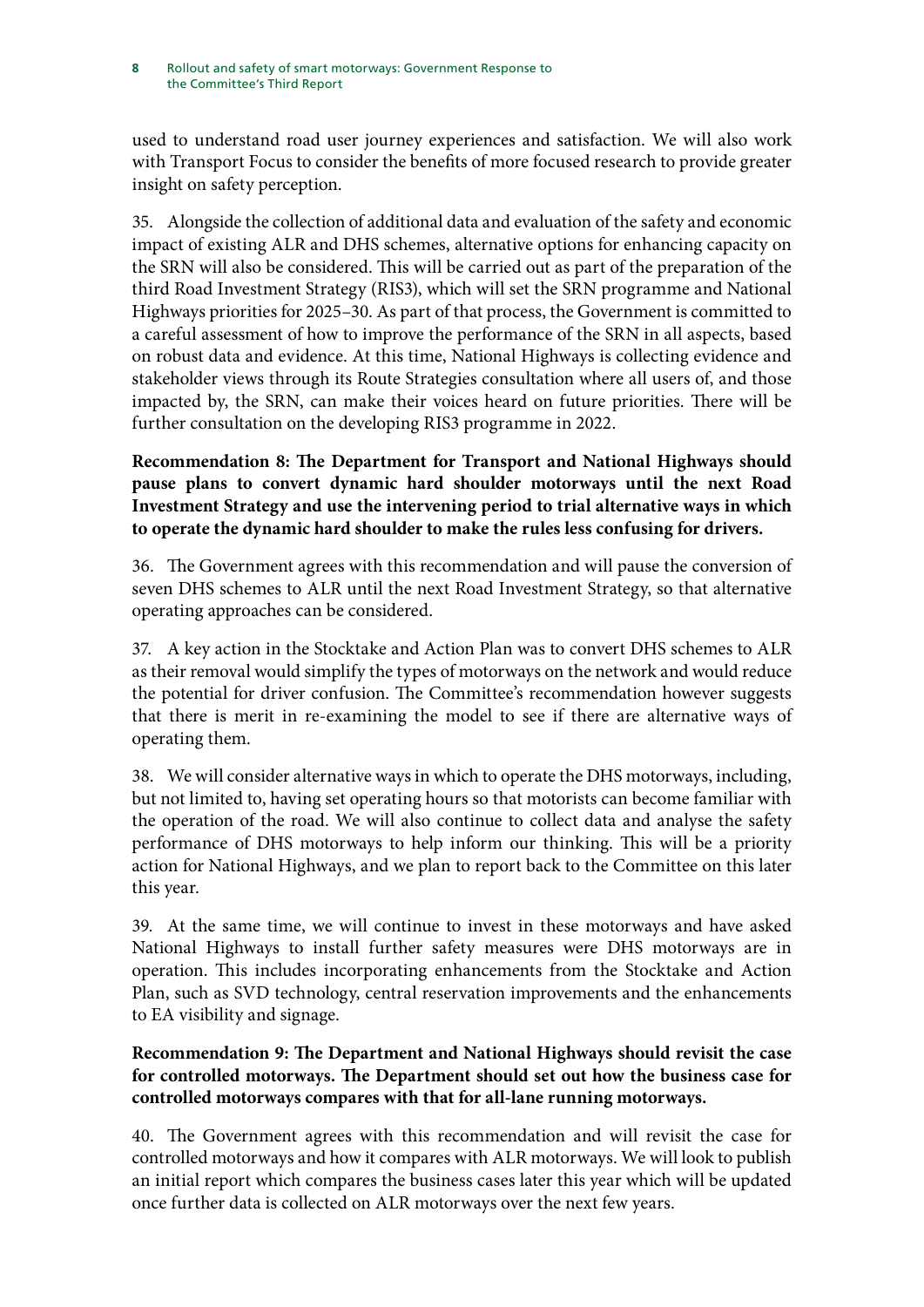used to understand road user journey experiences and satisfaction. We will also work with Transport Focus to consider the benefits of more focused research to provide greater insight on safety perception.

35. Alongside the collection of additional data and evaluation of the safety and economic impact of existing ALR and DHS schemes, alternative options for enhancing capacity on the SRN will also be considered. This will be carried out as part of the preparation of the third Road Investment Strategy (RIS3), which will set the SRN programme and National Highways priorities for 2025–30. As part of that process, the Government is committed to a careful assessment of how to improve the performance of the SRN in all aspects, based on robust data and evidence. At this time, National Highways is collecting evidence and stakeholder views through its Route Strategies consultation where all users of, and those impacted by, the SRN, can make their voices heard on future priorities. There will be further consultation on the developing RIS3 programme in 2022.

**Recommendation 8: The Department for Transport and National Highways should pause plans to convert dynamic hard shoulder motorways until the next Road Investment Strategy and use the intervening period to trial alternative ways in which to operate the dynamic hard shoulder to make the rules less confusing for drivers.**

36. The Government agrees with this recommendation and will pause the conversion of seven DHS schemes to ALR until the next Road Investment Strategy, so that alternative operating approaches can be considered.

37. A key action in the Stocktake and Action Plan was to convert DHS schemes to ALR as their removal would simplify the types of motorways on the network and would reduce the potential for driver confusion. The Committee's recommendation however suggests that there is merit in re-examining the model to see if there are alternative ways of operating them.

38. We will consider alternative ways in which to operate the DHS motorways, including, but not limited to, having set operating hours so that motorists can become familiar with the operation of the road. We will also continue to collect data and analyse the safety performance of DHS motorways to help inform our thinking. This will be a priority action for National Highways, and we plan to report back to the Committee on this later this year.

39. At the same time, we will continue to invest in these motorways and have asked National Highways to install further safety measures were DHS motorways are in operation. This includes incorporating enhancements from the Stocktake and Action Plan, such as SVD technology, central reservation improvements and the enhancements to EA visibility and signage.

**Recommendation 9: The Department and National Highways should revisit the case for controlled motorways. The Department should set out how the business case for controlled motorways compares with that for all-lane running motorways.**

40. The Government agrees with this recommendation and will revisit the case for controlled motorways and how it compares with ALR motorways. We will look to publish an initial report which compares the business cases later this year which will be updated once further data is collected on ALR motorways over the next few years.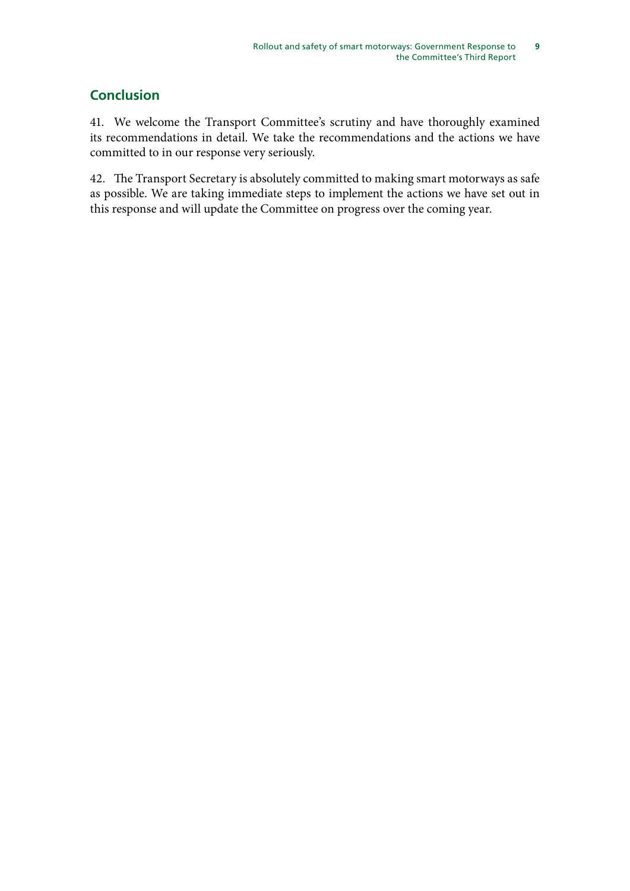## Conclusion

41. We welcome the Transport Committee's scrutiny and have thoroughly examined its recommendations in detail. We take the recommendations and the actions we have committed to in our response very seriously.

42. The Transport Secretary is absolutely committed to making smart motorways as safe as possible. We are taking immediate steps to implement the actions we have set out in this response and will update the Committee on progress over the coming year.